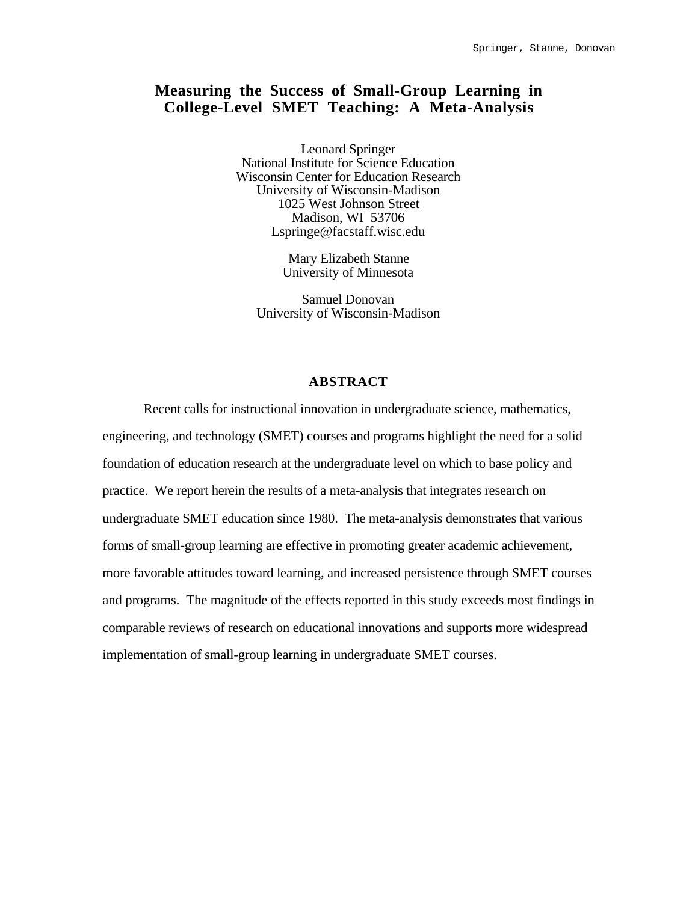# Measuring the Success of Small-Group Learning in College-Level SMET Teaching: A Meta-Analysis

Leonard Springer
National Institute for Science Education
Wisconsin Center for Education Research
University of Wisconsin-Madison
1025 West Johnson Street
Madison, WI 53706
Lspringe@facstaff.wisc.edu

Mary Elizabeth Stanne
University of Minnesota

Samuel Donovan
University of Wisconsin-Madison

## ABSTRACT

Recent calls for instructional innovation in undergraduate science, mathematics, engineering, and technology (SMET) courses and programs highlight the need for a solid foundation of education research at the undergraduate level on which to base policy and practice. We report herein the results of a meta-analysis that integrates research on undergraduate SMET education since 1980. The meta-analysis demonstrates that various forms of small-group learning are effective in promoting greater academic achievement, more favorable attitudes toward learning, and increased persistence through SMET courses and programs. The magnitude of the effects reported in this study exceeds most findings in comparable reviews of research on educational innovations and supports more widespread implementation of small-group learning in undergraduate SMET courses.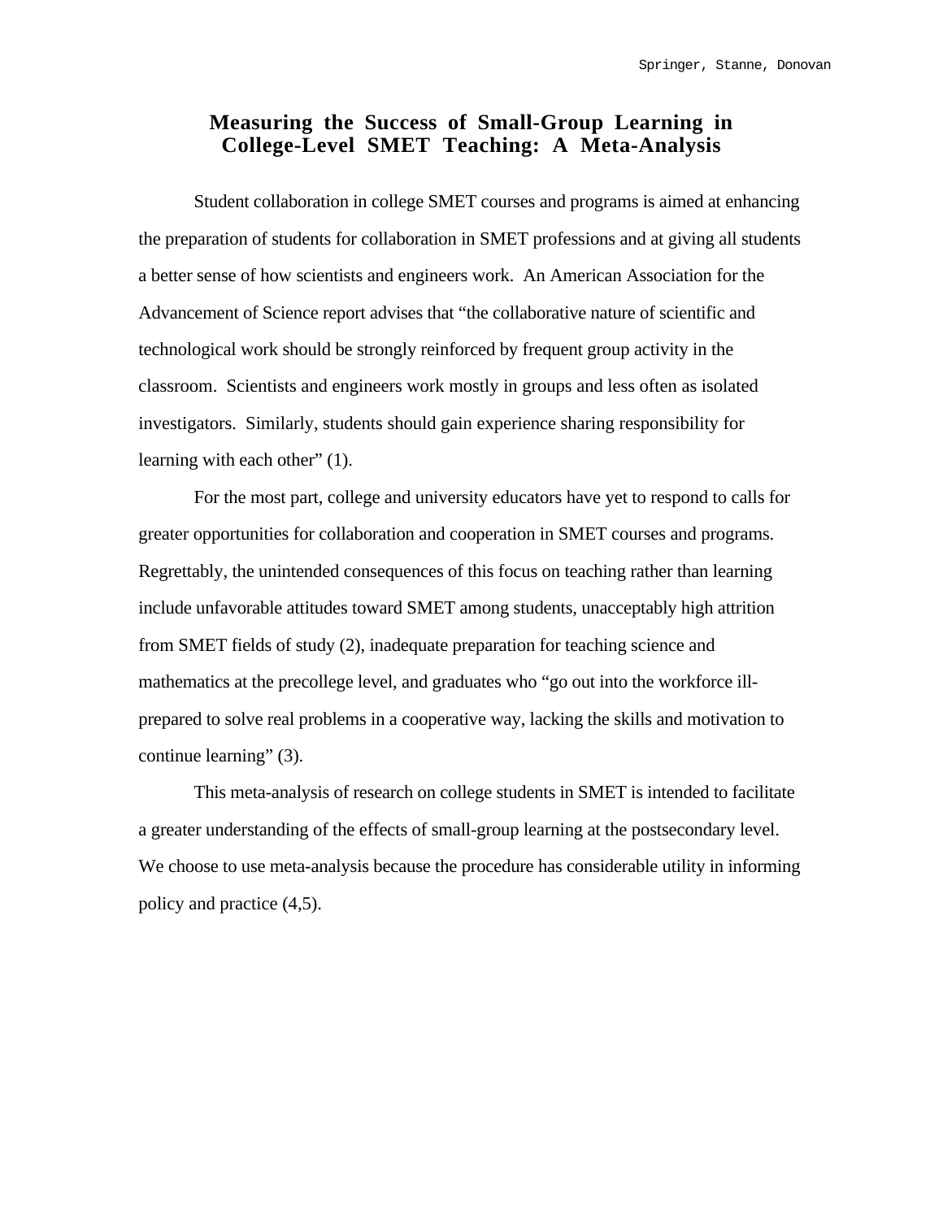# Measuring the Success of Small-Group Learning in College-Level SMET Teaching: A Meta-Analysis

Student collaboration in college SMET courses and programs is aimed at enhancing the preparation of students for collaboration in SMET professions and at giving all students a better sense of how scientists and engineers work. An American Association for the Advancement of Science report advises that "the collaborative nature of scientific and technological work should be strongly reinforced by frequent group activity in the classroom. Scientists and engineers work mostly in groups and less often as isolated investigators. Similarly, students should gain experience sharing responsibility for learning with each other" (1).

For the most part, college and university educators have yet to respond to calls for greater opportunities for collaboration and cooperation in SMET courses and programs. Regrettably, the unintended consequences of this focus on teaching rather than learning include unfavorable attitudes toward SMET among students, unacceptably high attrition from SMET fields of study (2), inadequate preparation for teaching science and mathematics at the precollege level, and graduates who "go out into the workforce ill-prepared to solve real problems in a cooperative way, lacking the skills and motivation to continue learning" (3).

This meta-analysis of research on college students in SMET is intended to facilitate a greater understanding of the effects of small-group learning at the postsecondary level. We choose to use meta-analysis because the procedure has considerable utility in informing policy and practice (4,5).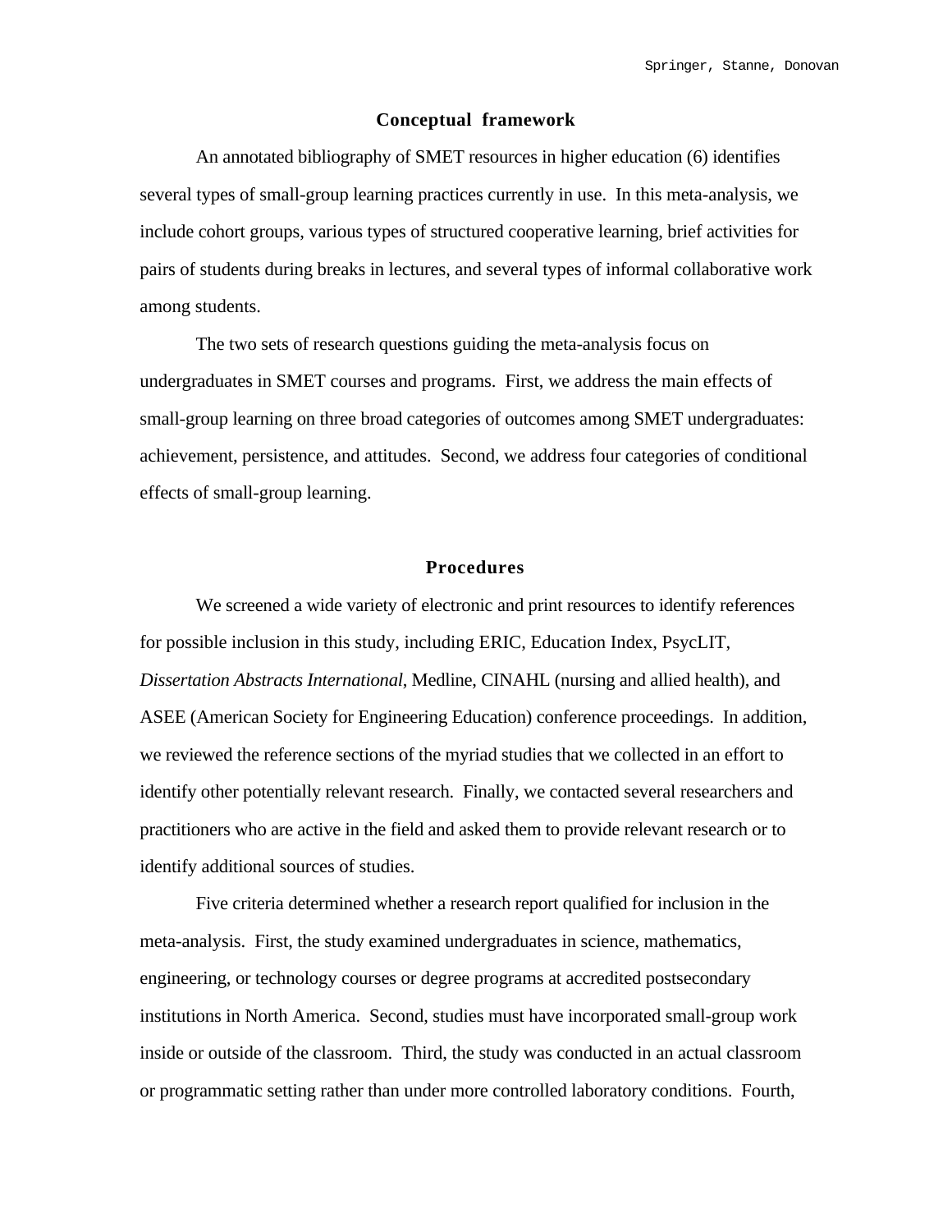## Conceptual framework

An annotated bibliography of SMET resources in higher education (6) identifies several types of small-group learning practices currently in use. In this meta-analysis, we include cohort groups, various types of structured cooperative learning, brief activities for pairs of students during breaks in lectures, and several types of informal collaborative work among students.

The two sets of research questions guiding the meta-analysis focus on undergraduates in SMET courses and programs. First, we address the main effects of small-group learning on three broad categories of outcomes among SMET undergraduates: achievement, persistence, and attitudes. Second, we address four categories of conditional effects of small-group learning.

## Procedures

We screened a wide variety of electronic and print resources to identify references for possible inclusion in this study, including ERIC, Education Index, PsycLIT, *Dissertation Abstracts International*, Medline, CINAHL (nursing and allied health), and ASEE (American Society for Engineering Education) conference proceedings. In addition, we reviewed the reference sections of the myriad studies that we collected in an effort to identify other potentially relevant research. Finally, we contacted several researchers and practitioners who are active in the field and asked them to provide relevant research or to identify additional sources of studies.

Five criteria determined whether a research report qualified for inclusion in the meta-analysis. First, the study examined undergraduates in science, mathematics, engineering, or technology courses or degree programs at accredited postsecondary institutions in North America. Second, studies must have incorporated small-group work inside or outside of the classroom. Third, the study was conducted in an actual classroom or programmatic setting rather than under more controlled laboratory conditions. Fourth,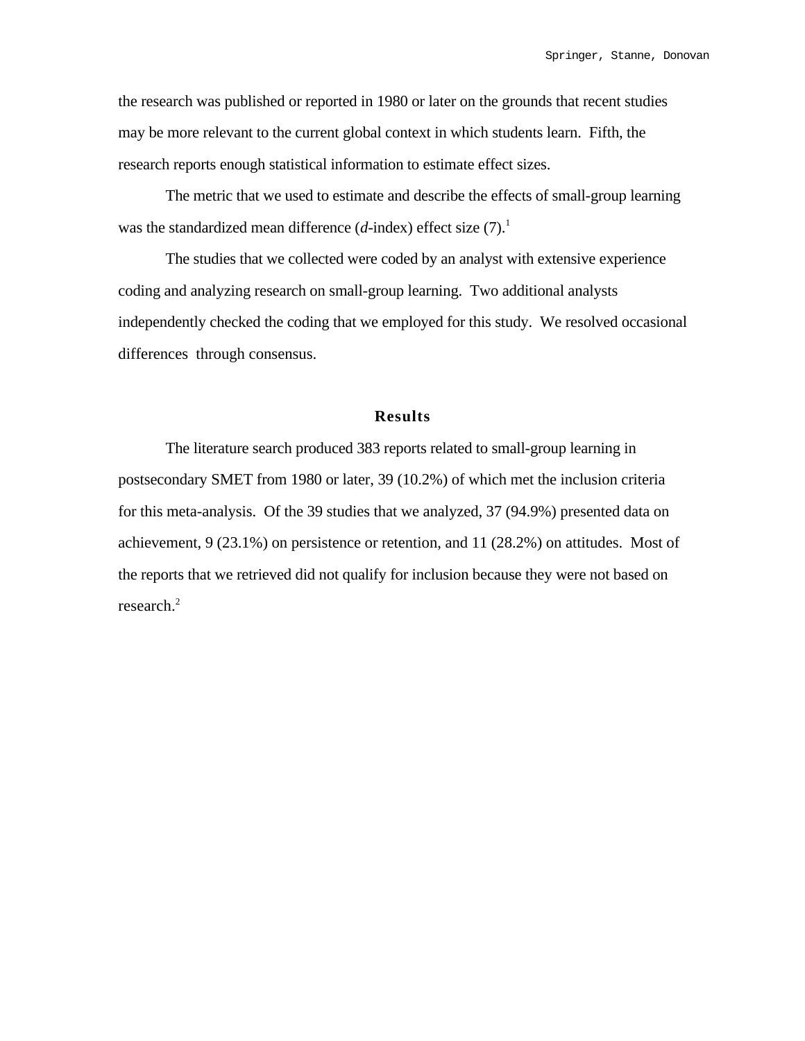the research was published or reported in 1980 or later on the grounds that recent studies may be more relevant to the current global context in which students learn. Fifth, the research reports enough statistical information to estimate effect sizes.

The metric that we used to estimate and describe the effects of small-group learning was the standardized mean difference (*d*-index) effect size (7).[1]

The studies that we collected were coded by an analyst with extensive experience coding and analyzing research on small-group learning. Two additional analysts independently checked the coding that we employed for this study. We resolved occasional differences through consensus.

## Results

The literature search produced 383 reports related to small-group learning in postsecondary SMET from 1980 or later, 39 (10.2%) of which met the inclusion criteria for this meta-analysis. Of the 39 studies that we analyzed, 37 (94.9%) presented data on achievement, 9 (23.1%) on persistence or retention, and 11 (28.2%) on attitudes. Most of the reports that we retrieved did not qualify for inclusion because they were not based on research.[2]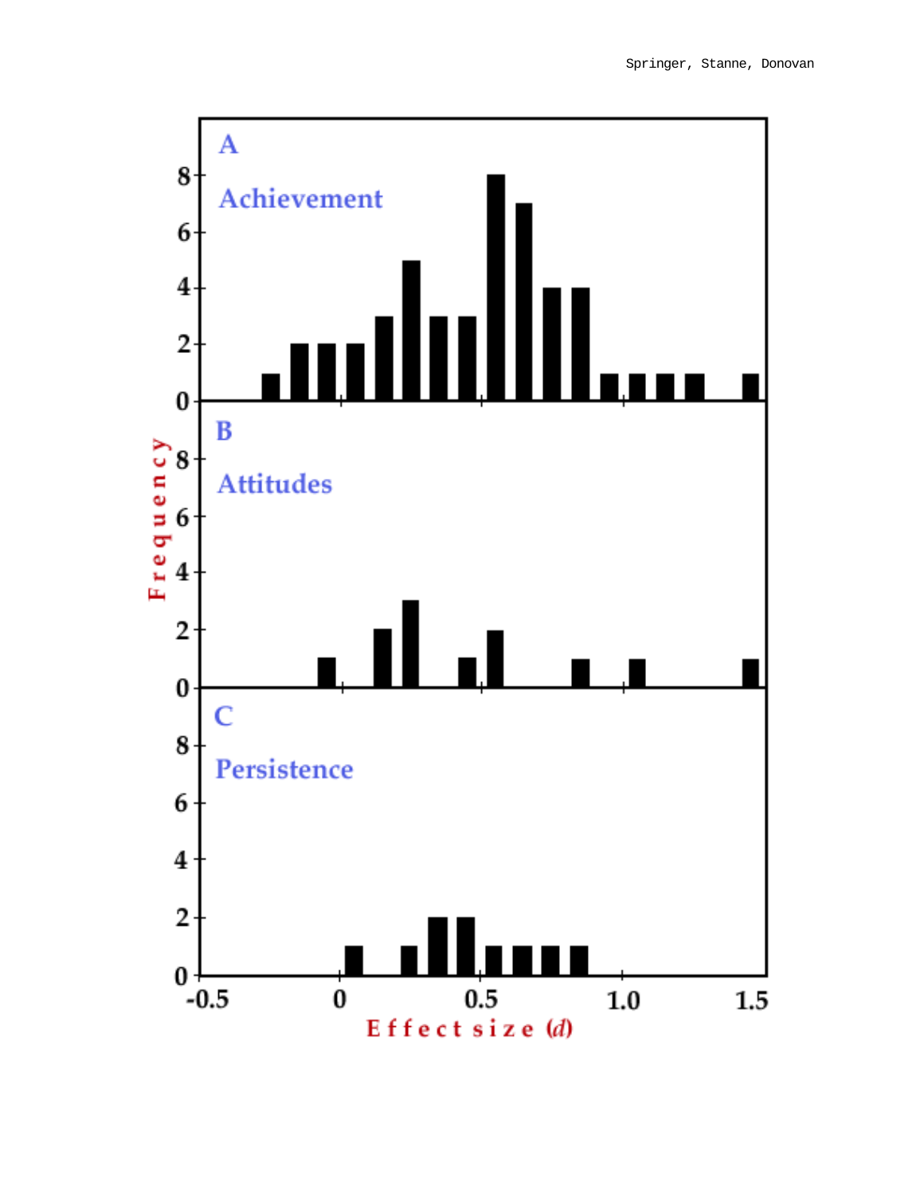A

Achievement

B

Attitudes

C

Persistence

Frequency

0
2
4
6
8

-0.5
0
0.5
1.0
1.5

Effect size (*d*)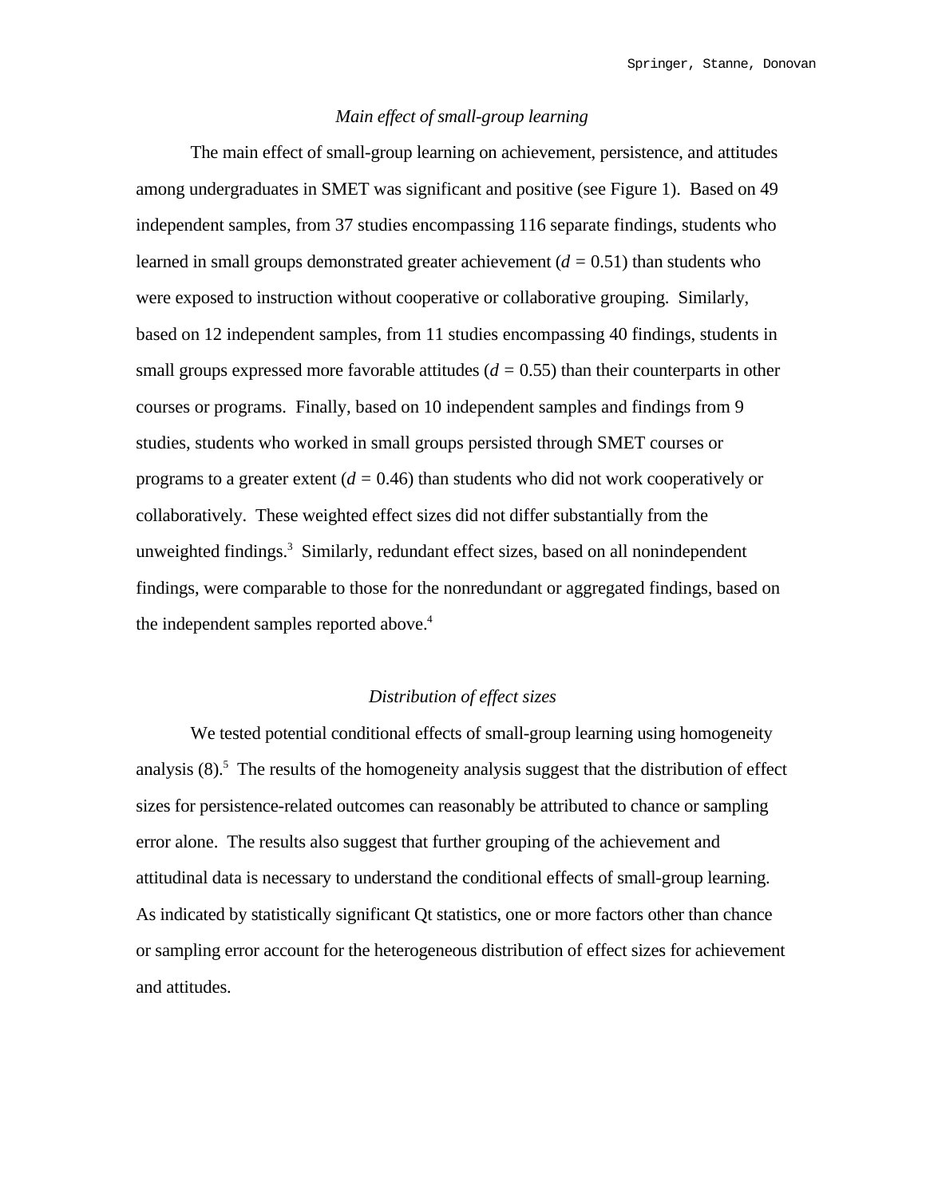### *Main effect of small-group learning*

The main effect of small-group learning on achievement, persistence, and attitudes among undergraduates in SMET was significant and positive (see Figure 1). Based on 49 independent samples, from 37 studies encompassing 116 separate findings, students who learned in small groups demonstrated greater achievement ($d$ = 0.51) than students who were exposed to instruction without cooperative or collaborative grouping. Similarly, based on 12 independent samples, from 11 studies encompassing 40 findings, students in small groups expressed more favorable attitudes ($d$ = 0.55) than their counterparts in other courses or programs. Finally, based on 10 independent samples and findings from 9 studies, students who worked in small groups persisted through SMET courses or programs to a greater extent ($d$ = 0.46) than students who did not work cooperatively or collaboratively. These weighted effect sizes did not differ substantially from the unweighted findings.[3] Similarly, redundant effect sizes, based on all nonindependent findings, were comparable to those for the nonredundant or aggregated findings, based on the independent samples reported above.[4]

### *Distribution of effect sizes*

We tested potential conditional effects of small-group learning using homogeneity analysis (8).[5] The results of the homogeneity analysis suggest that the distribution of effect sizes for persistence-related outcomes can reasonably be attributed to chance or sampling error alone. The results also suggest that further grouping of the achievement and attitudinal data is necessary to understand the conditional effects of small-group learning. As indicated by statistically significant Qt statistics, one or more factors other than chance or sampling error account for the heterogeneous distribution of effect sizes for achievement and attitudes.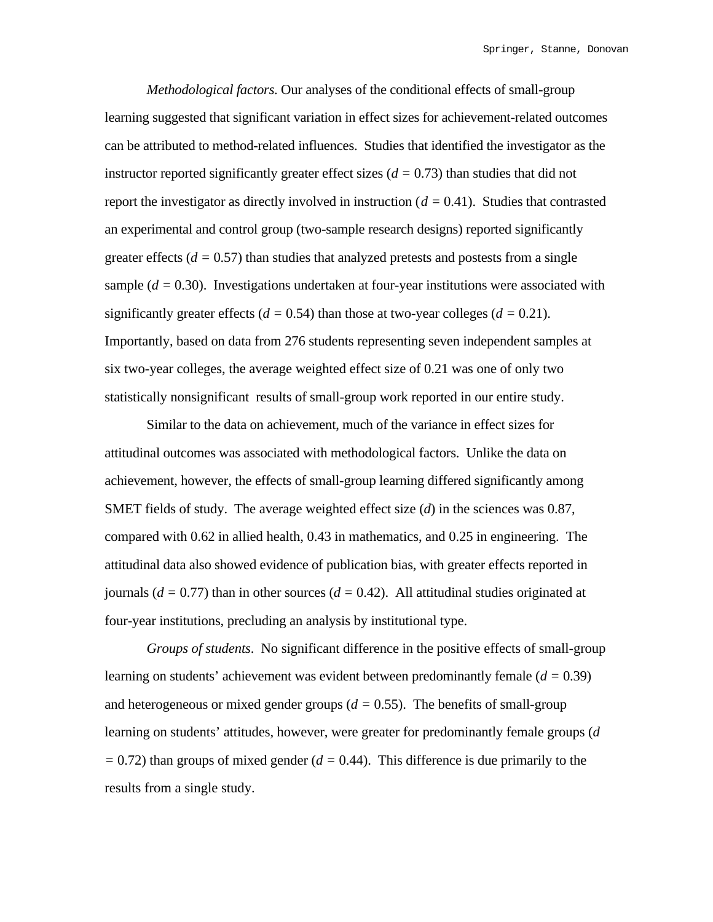*Methodological factors.* Our analyses of the conditional effects of small-group learning suggested that significant variation in effect sizes for achievement-related outcomes can be attributed to method-related influences. Studies that identified the investigator as the instructor reported significantly greater effect sizes ($d$ = 0.73) than studies that did not report the investigator as directly involved in instruction ($d$ = 0.41). Studies that contrasted an experimental and control group (two-sample research designs) reported significantly greater effects ($d$ = 0.57) than studies that analyzed pretests and postests from a single sample ($d$ = 0.30). Investigations undertaken at four-year institutions were associated with significantly greater effects ($d$ = 0.54) than those at two-year colleges ($d$ = 0.21). Importantly, based on data from 276 students representing seven independent samples at six two-year colleges, the average weighted effect size of 0.21 was one of only two statistically nonsignificant results of small-group work reported in our entire study.

Similar to the data on achievement, much of the variance in effect sizes for attitudinal outcomes was associated with methodological factors. Unlike the data on achievement, however, the effects of small-group learning differed significantly among SMET fields of study. The average weighted effect size ($d$) in the sciences was 0.87, compared with 0.62 in allied health, 0.43 in mathematics, and 0.25 in engineering. The attitudinal data also showed evidence of publication bias, with greater effects reported in journals ($d$ = 0.77) than in other sources ($d$ = 0.42). All attitudinal studies originated at four-year institutions, precluding an analysis by institutional type.

*Groups of students*. No significant difference in the positive effects of small-group learning on students' achievement was evident between predominantly female ($d$ = 0.39) and heterogeneous or mixed gender groups ($d$ = 0.55). The benefits of small-group learning on students' attitudes, however, were greater for predominantly female groups ($d$ = 0.72) than groups of mixed gender ($d$ = 0.44). This difference is due primarily to the results from a single study.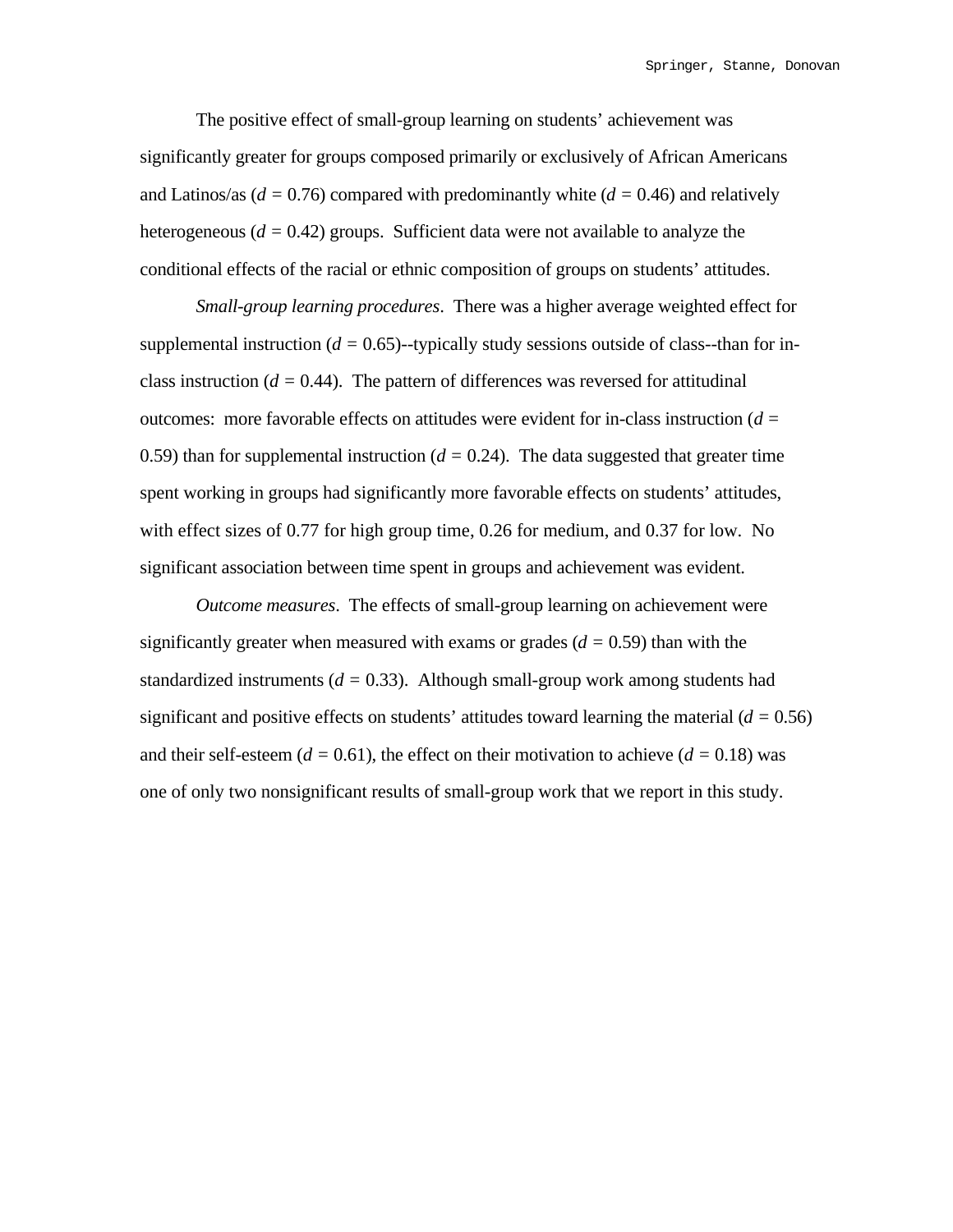The positive effect of small-group learning on students' achievement was significantly greater for groups composed primarily or exclusively of African Americans and Latinos/as ($d$ = 0.76) compared with predominantly white ($d$ = 0.46) and relatively heterogeneous ($d$ = 0.42) groups. Sufficient data were not available to analyze the conditional effects of the racial or ethnic composition of groups on students' attitudes.

*Small-group learning procedures*. There was a higher average weighted effect for supplemental instruction ($d$ = 0.65)--typically study sessions outside of class--than for in-class instruction ($d$ = 0.44). The pattern of differences was reversed for attitudinal outcomes: more favorable effects on attitudes were evident for in-class instruction ($d$ = 0.59) than for supplemental instruction ($d$ = 0.24). The data suggested that greater time spent working in groups had significantly more favorable effects on students' attitudes, with effect sizes of 0.77 for high group time, 0.26 for medium, and 0.37 for low. No significant association between time spent in groups and achievement was evident.

*Outcome measures*. The effects of small-group learning on achievement were significantly greater when measured with exams or grades ($d$ = 0.59) than with the standardized instruments ($d$ = 0.33). Although small-group work among students had significant and positive effects on students' attitudes toward learning the material ($d$ = 0.56) and their self-esteem ($d$ = 0.61), the effect on their motivation to achieve ($d$ = 0.18) was one of only two nonsignificant results of small-group work that we report in this study.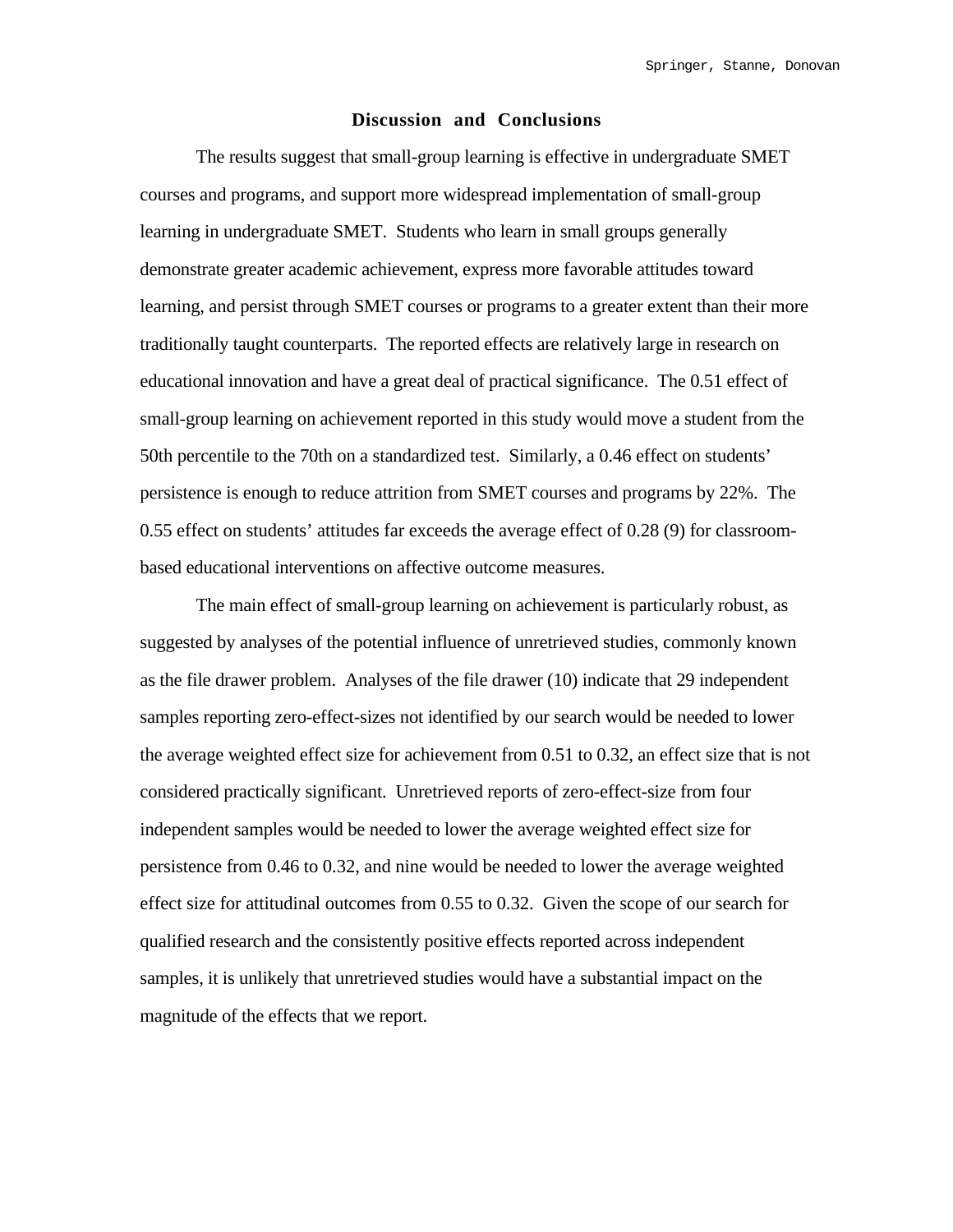## Discussion and Conclusions

The results suggest that small-group learning is effective in undergraduate SMET courses and programs, and support more widespread implementation of small-group learning in undergraduate SMET. Students who learn in small groups generally demonstrate greater academic achievement, express more favorable attitudes toward learning, and persist through SMET courses or programs to a greater extent than their more traditionally taught counterparts. The reported effects are relatively large in research on educational innovation and have a great deal of practical significance. The 0.51 effect of small-group learning on achievement reported in this study would move a student from the 50th percentile to the 70th on a standardized test. Similarly, a 0.46 effect on students' persistence is enough to reduce attrition from SMET courses and programs by 22%. The 0.55 effect on students' attitudes far exceeds the average effect of 0.28 (9) for classroom-based educational interventions on affective outcome measures.

The main effect of small-group learning on achievement is particularly robust, as suggested by analyses of the potential influence of unretrieved studies, commonly known as the file drawer problem. Analyses of the file drawer (10) indicate that 29 independent samples reporting zero-effect-sizes not identified by our search would be needed to lower the average weighted effect size for achievement from 0.51 to 0.32, an effect size that is not considered practically significant. Unretrieved reports of zero-effect-size from four independent samples would be needed to lower the average weighted effect size for persistence from 0.46 to 0.32, and nine would be needed to lower the average weighted effect size for attitudinal outcomes from 0.55 to 0.32. Given the scope of our search for qualified research and the consistently positive effects reported across independent samples, it is unlikely that unretrieved studies would have a substantial impact on the magnitude of the effects that we report.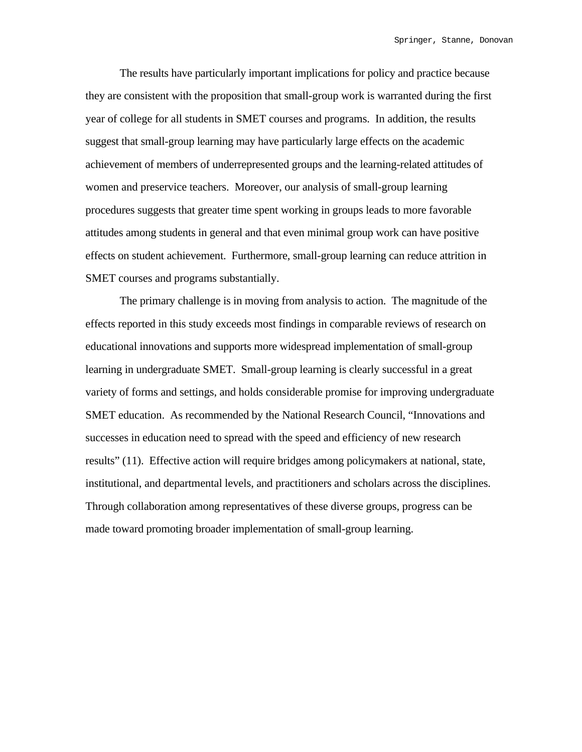The results have particularly important implications for policy and practice because they are consistent with the proposition that small-group work is warranted during the first year of college for all students in SMET courses and programs. In addition, the results suggest that small-group learning may have particularly large effects on the academic achievement of members of underrepresented groups and the learning-related attitudes of women and preservice teachers. Moreover, our analysis of small-group learning procedures suggests that greater time spent working in groups leads to more favorable attitudes among students in general and that even minimal group work can have positive effects on student achievement. Furthermore, small-group learning can reduce attrition in SMET courses and programs substantially.

The primary challenge is in moving from analysis to action. The magnitude of the effects reported in this study exceeds most findings in comparable reviews of research on educational innovations and supports more widespread implementation of small-group learning in undergraduate SMET. Small-group learning is clearly successful in a great variety of forms and settings, and holds considerable promise for improving undergraduate SMET education. As recommended by the National Research Council, "Innovations and successes in education need to spread with the speed and efficiency of new research results" (11). Effective action will require bridges among policymakers at national, state, institutional, and departmental levels, and practitioners and scholars across the disciplines. Through collaboration among representatives of these diverse groups, progress can be made toward promoting broader implementation of small-group learning.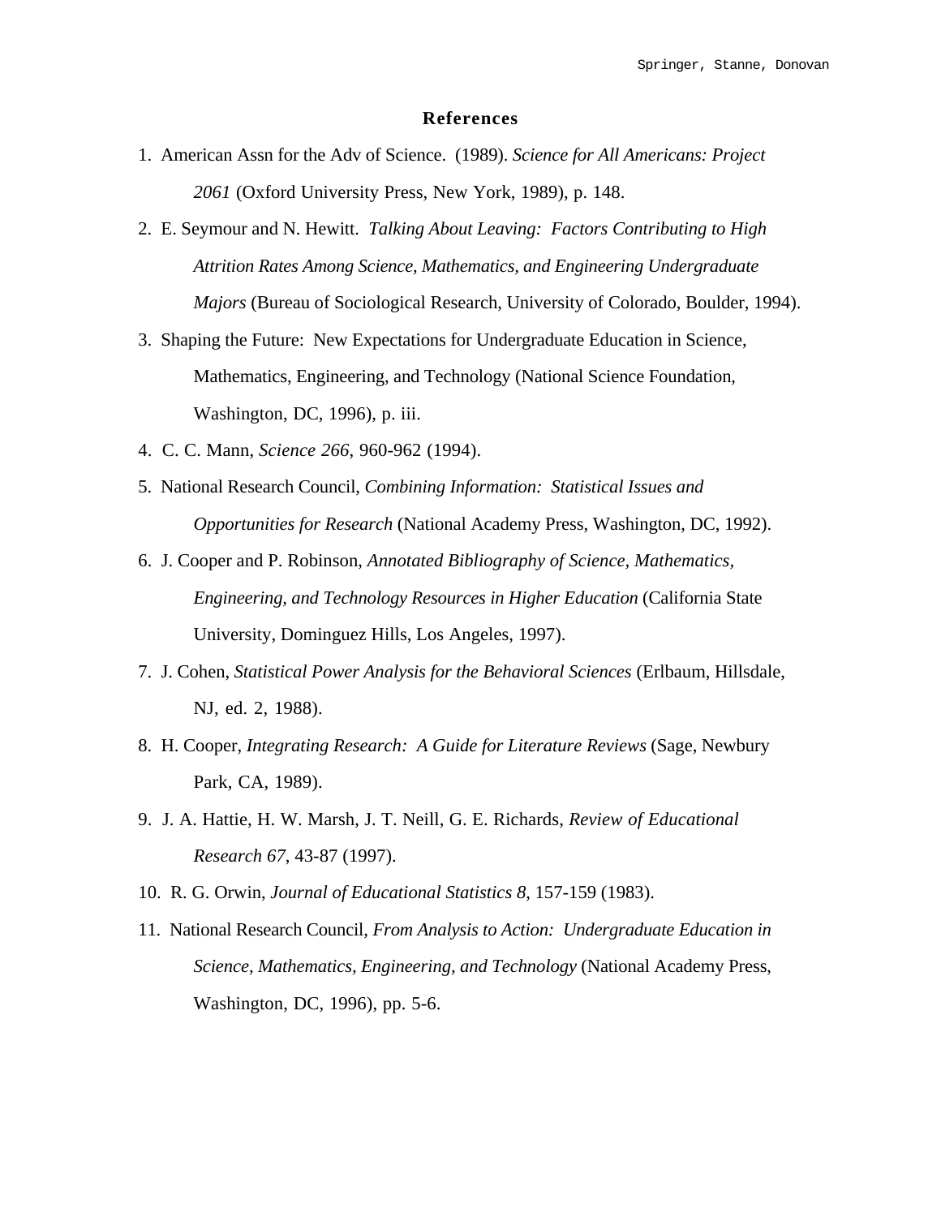## References

1. American Assn for the Adv of Science. (1989). *Science for All Americans: Project 2061* (Oxford University Press, New York, 1989), p. 148.
2. E. Seymour and N. Hewitt. *Talking About Leaving: Factors Contributing to High Attrition Rates Among Science, Mathematics, and Engineering Undergraduate Majors* (Bureau of Sociological Research, University of Colorado, Boulder, 1994).
3. Shaping the Future: New Expectations for Undergraduate Education in Science, Mathematics, Engineering, and Technology (National Science Foundation, Washington, DC, 1996), p. iii.
4. C. C. Mann, *Science 266*, 960-962 (1994).
5. National Research Council, *Combining Information: Statistical Issues and Opportunities for Research* (National Academy Press, Washington, DC, 1992).
6. J. Cooper and P. Robinson, *Annotated Bibliography of Science, Mathematics, Engineering, and Technology Resources in Higher Education* (California State University, Dominguez Hills, Los Angeles, 1997).
7. J. Cohen, *Statistical Power Analysis for the Behavioral Sciences* (Erlbaum, Hillsdale, NJ, ed. 2, 1988).
8. H. Cooper, *Integrating Research: A Guide for Literature Reviews* (Sage, Newbury Park, CA, 1989).
9. J. A. Hattie, H. W. Marsh, J. T. Neill, G. E. Richards, *Review of Educational Research 67*, 43-87 (1997).
10. R. G. Orwin, *Journal of Educational Statistics 8*, 157-159 (1983).
11. National Research Council, *From Analysis to Action: Undergraduate Education in Science, Mathematics, Engineering, and Technology* (National Academy Press, Washington, DC, 1996), pp. 5-6.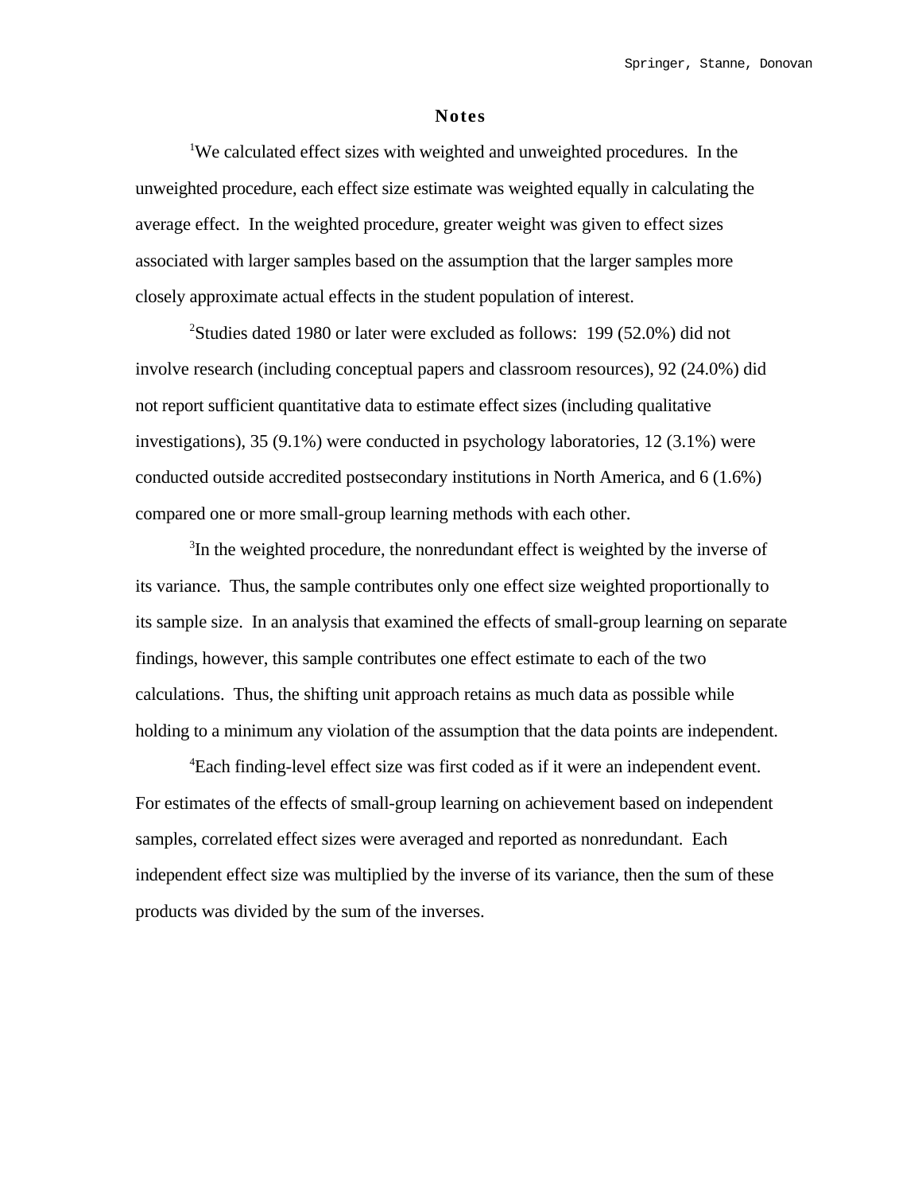## Notes

[1]We calculated effect sizes with weighted and unweighted procedures. In the unweighted procedure, each effect size estimate was weighted equally in calculating the average effect. In the weighted procedure, greater weight was given to effect sizes associated with larger samples based on the assumption that the larger samples more closely approximate actual effects in the student population of interest.

[2]Studies dated 1980 or later were excluded as follows: 199 (52.0%) did not involve research (including conceptual papers and classroom resources), 92 (24.0%) did not report sufficient quantitative data to estimate effect sizes (including qualitative investigations), 35 (9.1%) were conducted in psychology laboratories, 12 (3.1%) were conducted outside accredited postsecondary institutions in North America, and 6 (1.6%) compared one or more small-group learning methods with each other.

[3]In the weighted procedure, the nonredundant effect is weighted by the inverse of its variance. Thus, the sample contributes only one effect size weighted proportionally to its sample size. In an analysis that examined the effects of small-group learning on separate findings, however, this sample contributes one effect estimate to each of the two calculations. Thus, the shifting unit approach retains as much data as possible while holding to a minimum any violation of the assumption that the data points are independent.

[4]Each finding-level effect size was first coded as if it were an independent event. For estimates of the effects of small-group learning on achievement based on independent samples, correlated effect sizes were averaged and reported as nonredundant. Each independent effect size was multiplied by the inverse of its variance, then the sum of these products was divided by the sum of the inverses.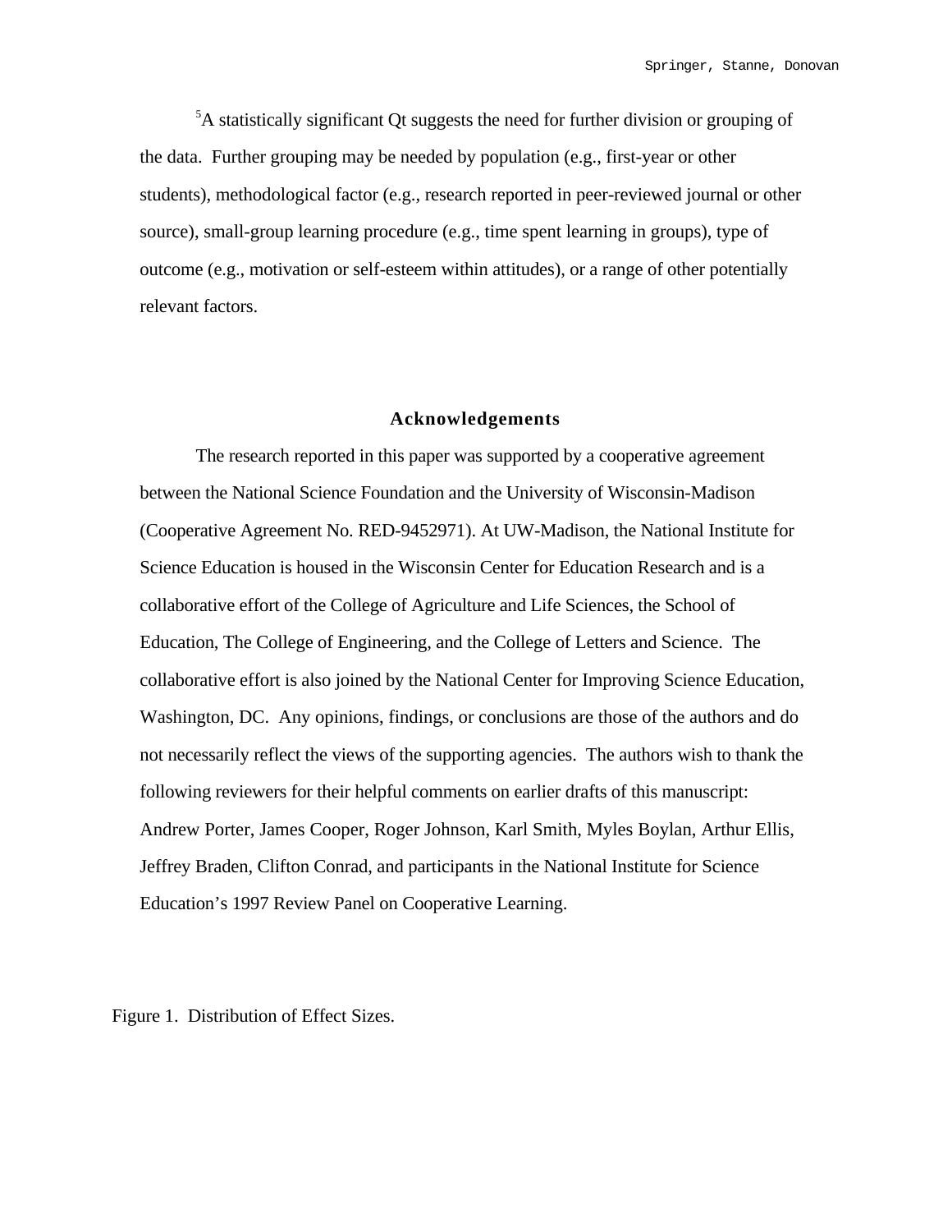[5]A statistically significant Qt suggests the need for further division or grouping of the data. Further grouping may be needed by population (e.g., first-year or other students), methodological factor (e.g., research reported in peer-reviewed journal or other source), small-group learning procedure (e.g., time spent learning in groups), type of outcome (e.g., motivation or self-esteem within attitudes), or a range of other potentially relevant factors.

## Acknowledgements

The research reported in this paper was supported by a cooperative agreement between the National Science Foundation and the University of Wisconsin-Madison (Cooperative Agreement No. RED-9452971). At UW-Madison, the National Institute for Science Education is housed in the Wisconsin Center for Education Research and is a collaborative effort of the College of Agriculture and Life Sciences, the School of Education, The College of Engineering, and the College of Letters and Science. The collaborative effort is also joined by the National Center for Improving Science Education, Washington, DC. Any opinions, findings, or conclusions are those of the authors and do not necessarily reflect the views of the supporting agencies. The authors wish to thank the following reviewers for their helpful comments on earlier drafts of this manuscript: Andrew Porter, James Cooper, Roger Johnson, Karl Smith, Myles Boylan, Arthur Ellis, Jeffrey Braden, Clifton Conrad, and participants in the National Institute for Science Education's 1997 Review Panel on Cooperative Learning.

Figure 1. Distribution of Effect Sizes.